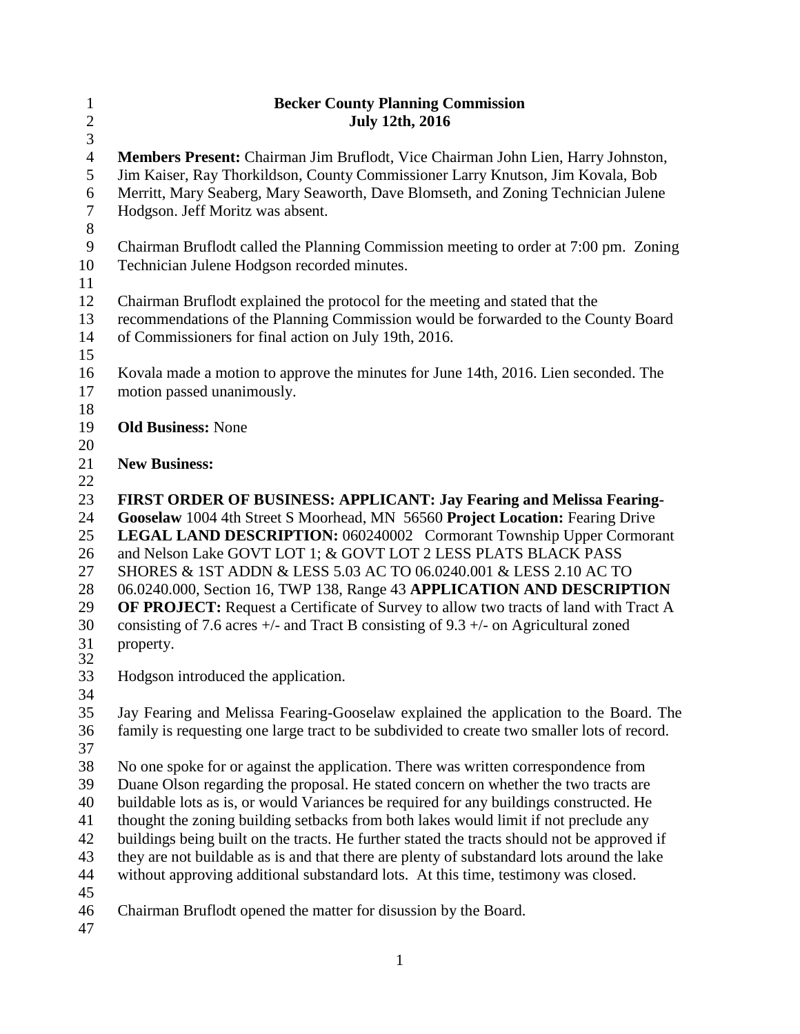# Becker County Planning Commission

## July 12th, 2016

**Members Present:** Chairman Jim Bruflodt, Vice Chairman John Lien, Harry Johnston, Jim Kaiser, Ray Thorkildson, County Commissioner Larry Knutson, Jim Kovala, Bob Merritt, Mary Seaberg, Mary Seaworth, Dave Blomseth, and Zoning Technician Julene Hodgson. Jeff Moritz was absent.

Chairman Bruflodt called the Planning Commission meeting to order at 7:00 pm. Zoning Technician Julene Hodgson recorded minutes.

Chairman Bruflodt explained the protocol for the meeting and stated that the recommendations of the Planning Commission would be forwarded to the County Board of Commissioners for final action on July 19th, 2016.

Kovala made a motion to approve the minutes for June 14th, 2016. Lien seconded. The motion passed unanimously.

**Old Business:** None

**New Business:**

**FIRST ORDER OF BUSINESS: APPLICANT: Jay Fearing and Melissa Fearing-Gooselaw** 1004 4th Street S Moorhead, MN 56560 **Project Location:** Fearing Drive **LEGAL LAND DESCRIPTION:** 060240002 Cormorant Township Upper Cormorant and Nelson Lake GOVT LOT 1; & GOVT LOT 2 LESS PLATS BLACK PASS SHORES & 1ST ADDN & LESS 5.03 AC TO 06.0240.001 & LESS 2.10 AC TO 06.0240.000, Section 16, TWP 138, Range 43 **APPLICATION AND DESCRIPTION OF PROJECT:** Request a Certificate of Survey to allow two tracts of land with Tract A consisting of 7.6 acres +/- and Tract B consisting of 9.3 +/- on Agricultural zoned property.

Hodgson introduced the application.

Jay Fearing and Melissa Fearing-Gooselaw explained the application to the Board. The family is requesting one large tract to be subdivided to create two smaller lots of record.

No one spoke for or against the application. There was written correspondence from Duane Olson regarding the proposal. He stated concern on whether the two tracts are buildable lots as is, or would Variances be required for any buildings constructed. He thought the zoning building setbacks from both lakes would limit if not preclude any buildings being built on the tracts. He further stated the tracts should not be approved if they are not buildable as is and that there are plenty of substandard lots around the lake without approving additional substandard lots. At this time, testimony was closed.

Chairman Bruflodt opened the matter for disussion by the Board.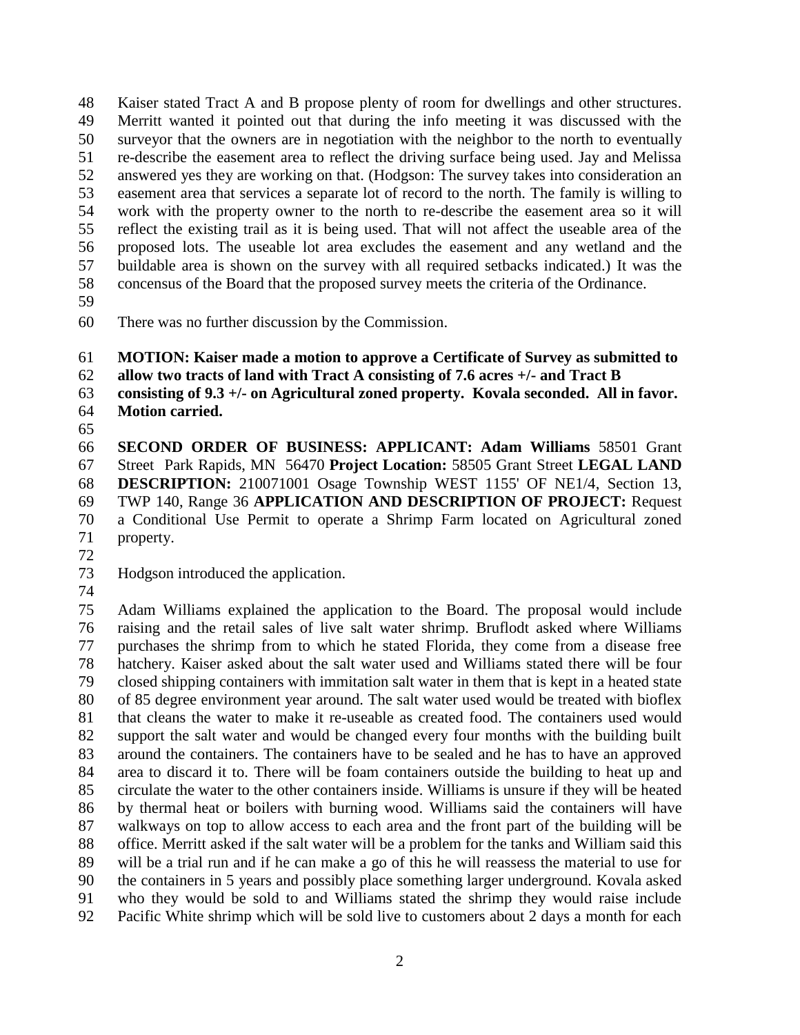Kaiser stated Tract A and B propose plenty of room for dwellings and other structures. Merritt wanted it pointed out that during the info meeting it was discussed with the surveyor that the owners are in negotiation with the neighbor to the north to eventually re-describe the easement area to reflect the driving surface being used. Jay and Melissa answered yes they are working on that. (Hodgson: The survey takes into consideration an easement area that services a separate lot of record to the north. The family is willing to work with the property owner to the north to re-describe the easement area so it will reflect the existing trail as it is being used. That will not affect the useable area of the proposed lots. The useable lot area excludes the easement and any wetland and the buildable area is shown on the survey with all required setbacks indicated.) It was the concensus of the Board that the proposed survey meets the criteria of the Ordinance.

There was no further discussion by the Commission.

**MOTION: Kaiser made a motion to approve a Certificate of Survey as submitted to allow two tracts of land with Tract A consisting of 7.6 acres +/- and Tract B consisting of 9.3 +/- on Agricultural zoned property. Kovala seconded. All in favor. Motion carried.**

**SECOND ORDER OF BUSINESS: APPLICANT: Adam Williams** 58501 Grant Street Park Rapids, MN 56470 **Project Location:** 58505 Grant Street **LEGAL LAND DESCRIPTION:** 210071001 Osage Township WEST 1155' OF NE1/4, Section 13, TWP 140, Range 36 **APPLICATION AND DESCRIPTION OF PROJECT:** Request a Conditional Use Permit to operate a Shrimp Farm located on Agricultural zoned property.

Hodgson introduced the application.

Adam Williams explained the application to the Board. The proposal would include raising and the retail sales of live salt water shrimp. Bruflodt asked where Williams purchases the shrimp from to which he stated Florida, they come from a disease free hatchery. Kaiser asked about the salt water used and Williams stated there will be four closed shipping containers with immitation salt water in them that is kept in a heated state of 85 degree environment year around. The salt water used would be treated with bioflex that cleans the water to make it re-useable as created food. The containers used would support the salt water and would be changed every four months with the building built around the containers. The containers have to be sealed and he has to have an approved area to discard it to. There will be foam containers outside the building to heat up and circulate the water to the other containers inside. Williams is unsure if they will be heated by thermal heat or boilers with burning wood. Williams said the containers will have walkways on top to allow access to each area and the front part of the building will be office. Merritt asked if the salt water will be a problem for the tanks and William said this will be a trial run and if he can make a go of this he will reassess the material to use for the containers in 5 years and possibly place something larger underground. Kovala asked who they would be sold to and Williams stated the shrimp they would raise include Pacific White shrimp which will be sold live to customers about 2 days a month for each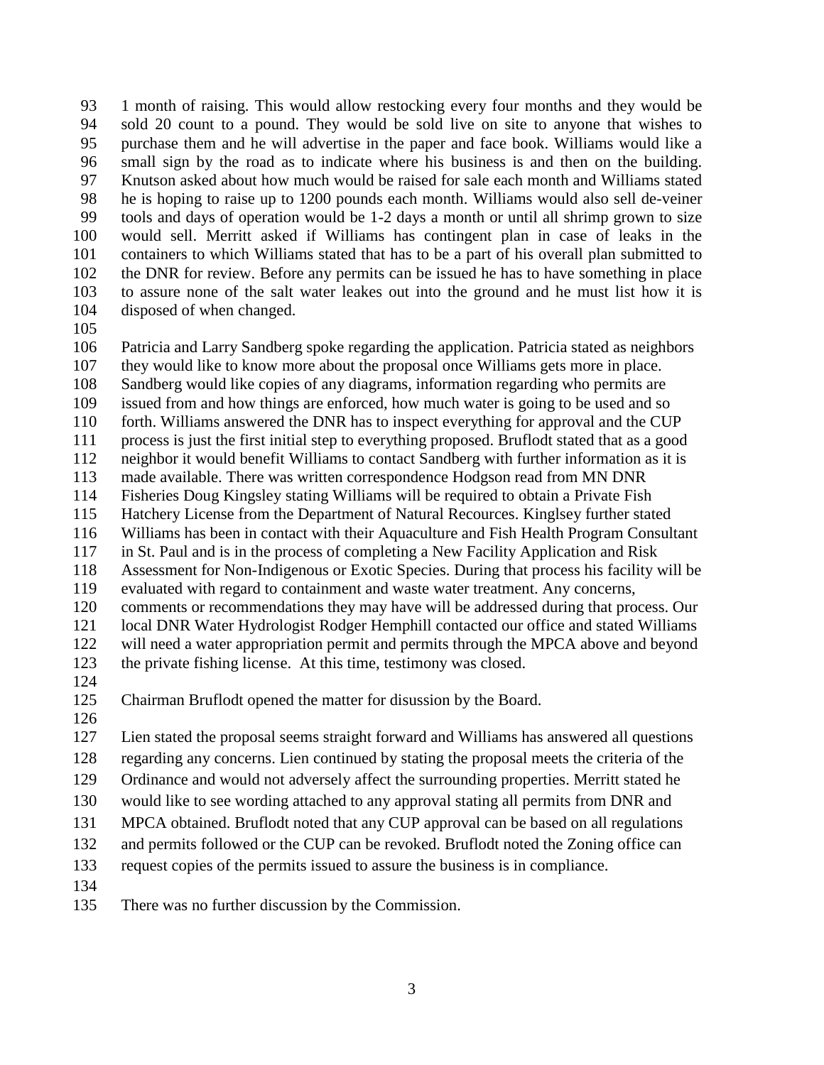1 month of raising. This would allow restocking every four months and they would be sold 20 count to a pound. They would be sold live on site to anyone that wishes to purchase them and he will advertise in the paper and face book. Williams would like a small sign by the road as to indicate where his business is and then on the building. Knutson asked about how much would be raised for sale each month and Williams stated he is hoping to raise up to 1200 pounds each month. Williams would also sell de-veiner tools and days of operation would be 1-2 days a month or until all shrimp grown to size would sell. Merritt asked if Williams has contingent plan in case of leaks in the containers to which Williams stated that has to be a part of his overall plan submitted to the DNR for review. Before any permits can be issued he has to have something in place to assure none of the salt water leakes out into the ground and he must list how it is disposed of when changed.

Patricia and Larry Sandberg spoke regarding the application. Patricia stated as neighbors they would like to know more about the proposal once Williams gets more in place. Sandberg would like copies of any diagrams, information regarding who permits are issued from and how things are enforced, how much water is going to be used and so forth. Williams answered the DNR has to inspect everything for approval and the CUP process is just the first initial step to everything proposed. Bruflodt stated that as a good neighbor it would benefit Williams to contact Sandberg with further information as it is made available. There was written correspondence Hodgson read from MN DNR Fisheries Doug Kingsley stating Williams will be required to obtain a Private Fish Hatchery License from the Department of Natural Recources. Kinglsey further stated Williams has been in contact with their Aquaculture and Fish Health Program Consultant in St. Paul and is in the process of completing a New Facility Application and Risk Assessment for Non-Indigenous or Exotic Species. During that process his facility will be evaluated with regard to containment and waste water treatment. Any concerns, comments or recommendations they may have will be addressed during that process. Our local DNR Water Hydrologist Rodger Hemphill contacted our office and stated Williams will need a water appropriation permit and permits through the MPCA above and beyond the private fishing license. At this time, testimony was closed.

Chairman Bruflodt opened the matter for disussion by the Board.

Lien stated the proposal seems straight forward and Williams has answered all questions regarding any concerns. Lien continued by stating the proposal meets the criteria of the Ordinance and would not adversely affect the surrounding properties. Merritt stated he would like to see wording attached to any approval stating all permits from DNR and MPCA obtained. Bruflodt noted that any CUP approval can be based on all regulations and permits followed or the CUP can be revoked. Bruflodt noted the Zoning office can request copies of the permits issued to assure the business is in compliance.

There was no further discussion by the Commission.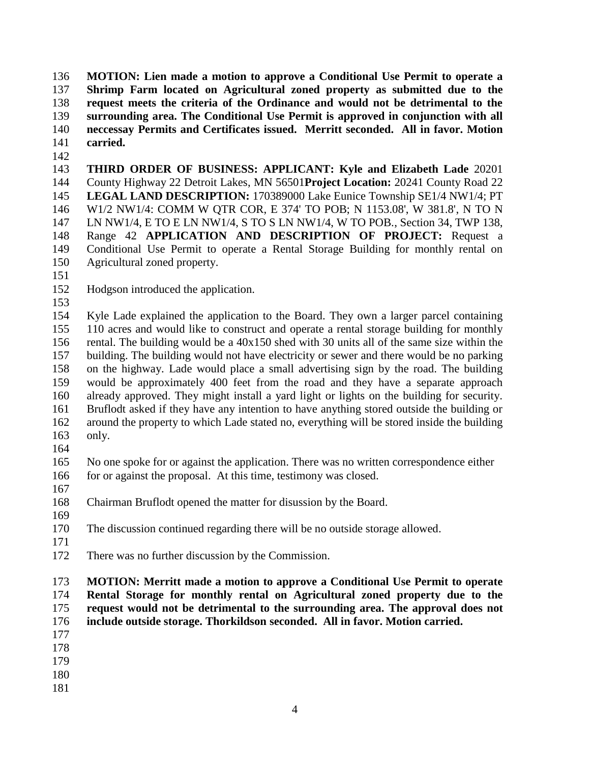**MOTION: Lien made a motion to approve a Conditional Use Permit to operate a Shrimp Farm located on Agricultural zoned property as submitted due to the request meets the criteria of the Ordinance and would not be detrimental to the surrounding area. The Conditional Use Permit is approved in conjunction with all neccessay Permits and Certificates issued. Merritt seconded. All in favor. Motion carried.**

**THIRD ORDER OF BUSINESS: APPLICANT: Kyle and Elizabeth Lade** 20201 County Highway 22 Detroit Lakes, MN 56501**Project Location:** 20241 County Road 22 **LEGAL LAND DESCRIPTION:** 170389000 Lake Eunice Township SE1/4 NW1/4; PT W1/2 NW1/4: COMM W QTR COR, E 374' TO POB; N 1153.08', W 381.8', N TO N LN NW1/4, E TO E LN NW1/4, S TO S LN NW1/4, W TO POB., Section 34, TWP 138, Range 42 **APPLICATION AND DESCRIPTION OF PROJECT:** Request a Conditional Use Permit to operate a Rental Storage Building for monthly rental on Agricultural zoned property.

Hodgson introduced the application.

Kyle Lade explained the application to the Board. They own a larger parcel containing 110 acres and would like to construct and operate a rental storage building for monthly rental. The building would be a 40x150 shed with 30 units all of the same size within the building. The building would not have electricity or sewer and there would be no parking on the highway. Lade would place a small advertising sign by the road. The building would be approximately 400 feet from the road and they have a separate approach already approved. They might install a yard light or lights on the building for security. Bruflodt asked if they have any intention to have anything stored outside the building or around the property to which Lade stated no, everything will be stored inside the building only.

No one spoke for or against the application. There was no written correspondence either for or against the proposal. At this time, testimony was closed.

Chairman Bruflodt opened the matter for disussion by the Board.

The discussion continued regarding there will be no outside storage allowed.

There was no further discussion by the Commission.

**MOTION: Merritt made a motion to approve a Conditional Use Permit to operate Rental Storage for monthly rental on Agricultural zoned property due to the request would not be detrimental to the surrounding area. The approval does not include outside storage. Thorkildson seconded. All in favor. Motion carried.**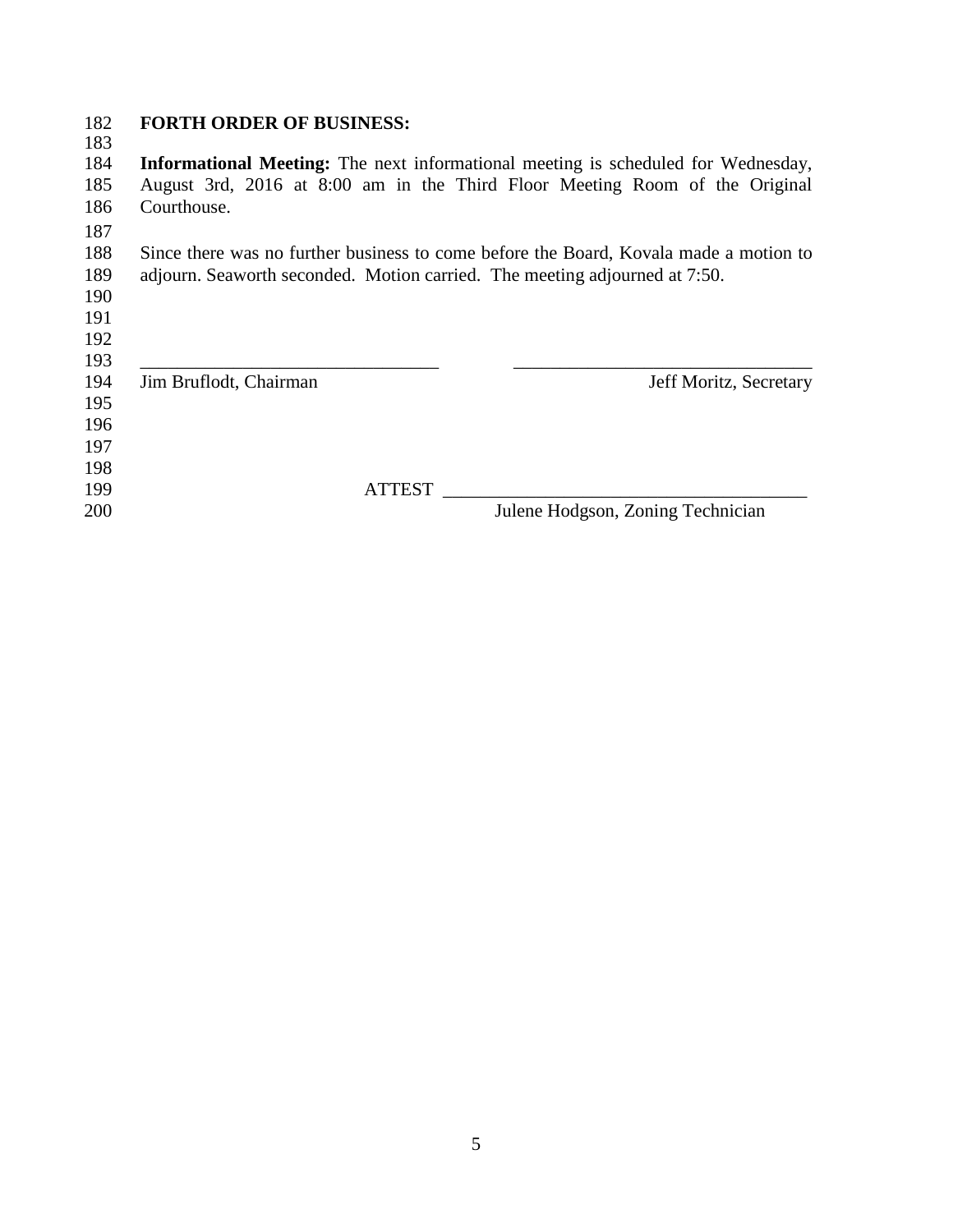**FORTH ORDER OF BUSINESS:**

**Informational Meeting:** The next informational meeting is scheduled for Wednesday, August 3rd, 2016 at 8:00 am in the Third Floor Meeting Room of the Original Courthouse.

Since there was no further business to come before the Board, Kovala made a motion to adjourn. Seaworth seconded. Motion carried. The meeting adjourned at 7:50.

\_\_\_\_\_\_\_\_\_\_\_\_\_\_\_\_\_\_\_\_\_\_\_\_\_\_\_\_\_\_\_\_
Jim Bruflodt, Chairman

\_\_\_\_\_\_\_\_\_\_\_\_\_\_\_\_\_\_\_\_\_\_\_\_\_\_\_\_\_\_\_\_
Jeff Moritz, Secretary

ATTEST \_\_\_\_\_\_\_\_\_\_\_\_\_\_\_\_\_\_\_\_\_\_\_\_\_\_\_\_\_\_\_\_\_\_\_\_\_\_\_
Julene Hodgson, Zoning Technician